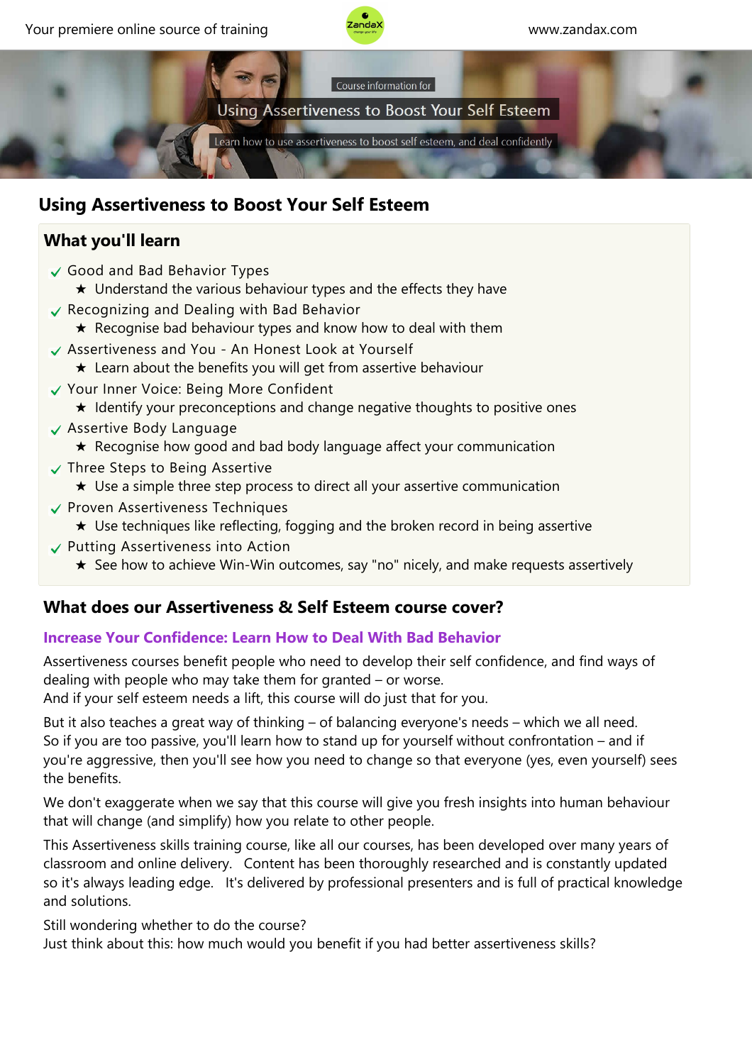Course information for

Using Assertiveness to Boost Your Self Esteem

Learn how to use assertiveness to boost self esteem, and deal confidently

# Using Assertiveness to Boost Your Self Esteem

## What you'll learn

- Good and Bad Behavior Types
  - ★ Understand the various behaviour types and the effects they have
- Recognizing and Dealing with Bad Behavior
  - ★ Recognise bad behaviour types and know how to deal with them
- Assertiveness and You - An Honest Look at Yourself
  - ★ Learn about the benefits you will get from assertive behaviour
- Your Inner Voice: Being More Confident
  - ★ Identify your preconceptions and change negative thoughts to positive ones
- Assertive Body Language
  - ★ Recognise how good and bad body language affect your communication
- Three Steps to Being Assertive
  - ★ Use a simple three step process to direct all your assertive communication
- Proven Assertiveness Techniques
  - ★ Use techniques like reflecting, fogging and the broken record in being assertive
- Putting Assertiveness into Action
  - ★ See how to achieve Win-Win outcomes, say "no" nicely, and make requests assertively

## What does our Assertiveness & Self Esteem course cover?

### Increase Your Confidence: Learn How to Deal With Bad Behavior

Assertiveness courses benefit people who need to develop their self confidence, and find ways of dealing with people who may take them for granted – or worse.
And if your self esteem needs a lift, this course will do just that for you.

But it also teaches a great way of thinking – of balancing everyone's needs – which we all need.
So if you are too passive, you'll learn how to stand up for yourself without confrontation – and if you're aggressive, then you'll see how you need to change so that everyone (yes, even yourself) sees the benefits.

We don't exaggerate when we say that this course will give you fresh insights into human behaviour that will change (and simplify) how you relate to other people.

This Assertiveness skills training course, like all our courses, has been developed over many years of classroom and online delivery. Content has been thoroughly researched and is constantly updated so it's always leading edge. It's delivered by professional presenters and is full of practical knowledge and solutions.

Still wondering whether to do the course?
Just think about this: how much would you benefit if you had better assertiveness skills?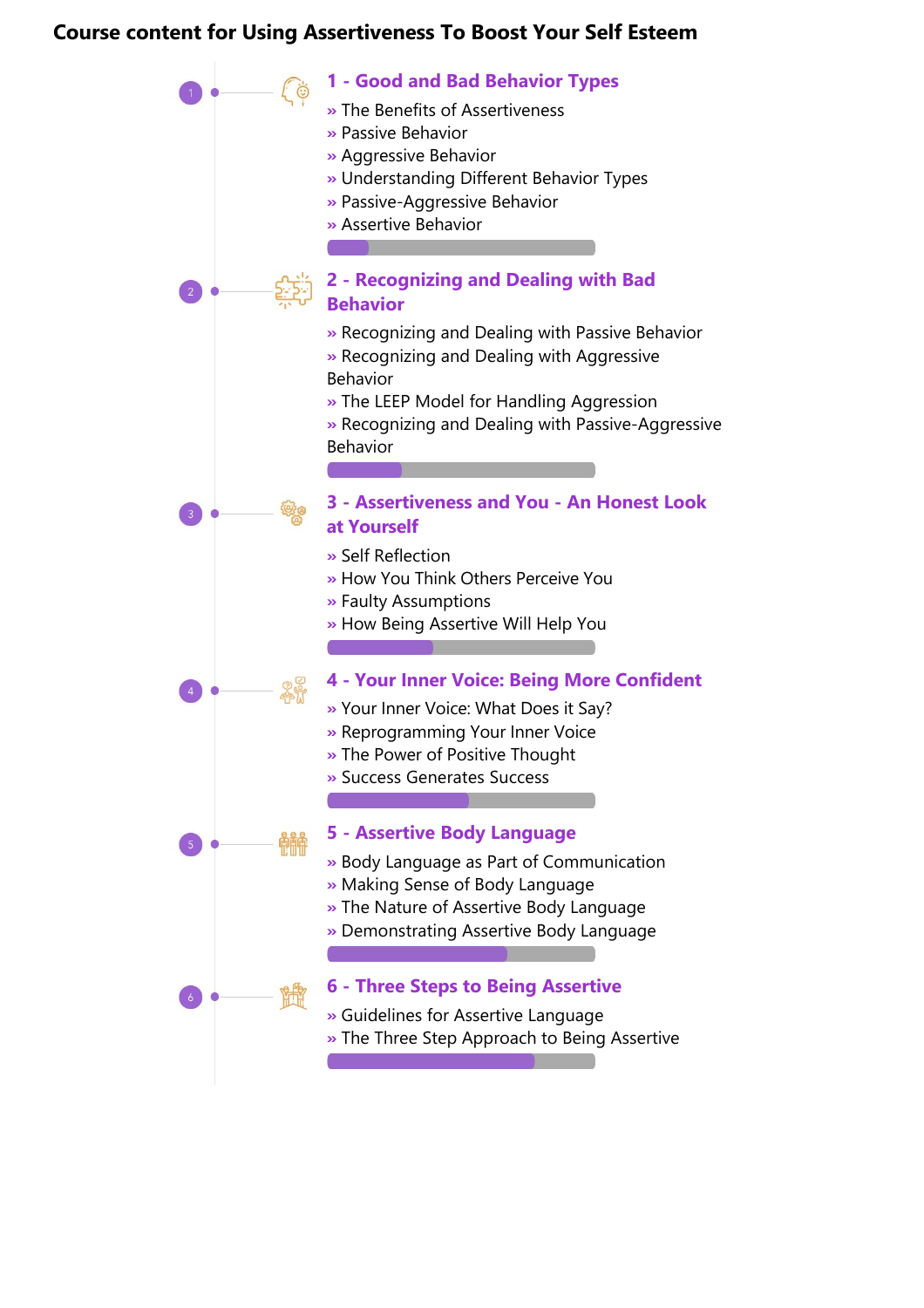# Course content for Using Assertiveness To Boost Your Self Esteem

## 1 - Good and Bad Behavior Types

- The Benefits of Assertiveness
- Passive Behavior
- Aggressive Behavior
- Understanding Different Behavior Types
- Passive-Aggressive Behavior
- Assertive Behavior

## 2 - Recognizing and Dealing with Bad Behavior

- Recognizing and Dealing with Passive Behavior
- Recognizing and Dealing with Aggressive Behavior
- The LEEP Model for Handling Aggression
- Recognizing and Dealing with Passive-Aggressive Behavior

## 3 - Assertiveness and You - An Honest Look at Yourself

- Self Reflection
- How You Think Others Perceive You
- Faulty Assumptions
- How Being Assertive Will Help You

## 4 - Your Inner Voice: Being More Confident

- Your Inner Voice: What Does it Say?
- Reprogramming Your Inner Voice
- The Power of Positive Thought
- Success Generates Success

## 5 - Assertive Body Language

- Body Language as Part of Communication
- Making Sense of Body Language
- The Nature of Assertive Body Language
- Demonstrating Assertive Body Language

## 6 - Three Steps to Being Assertive

- Guidelines for Assertive Language
- The Three Step Approach to Being Assertive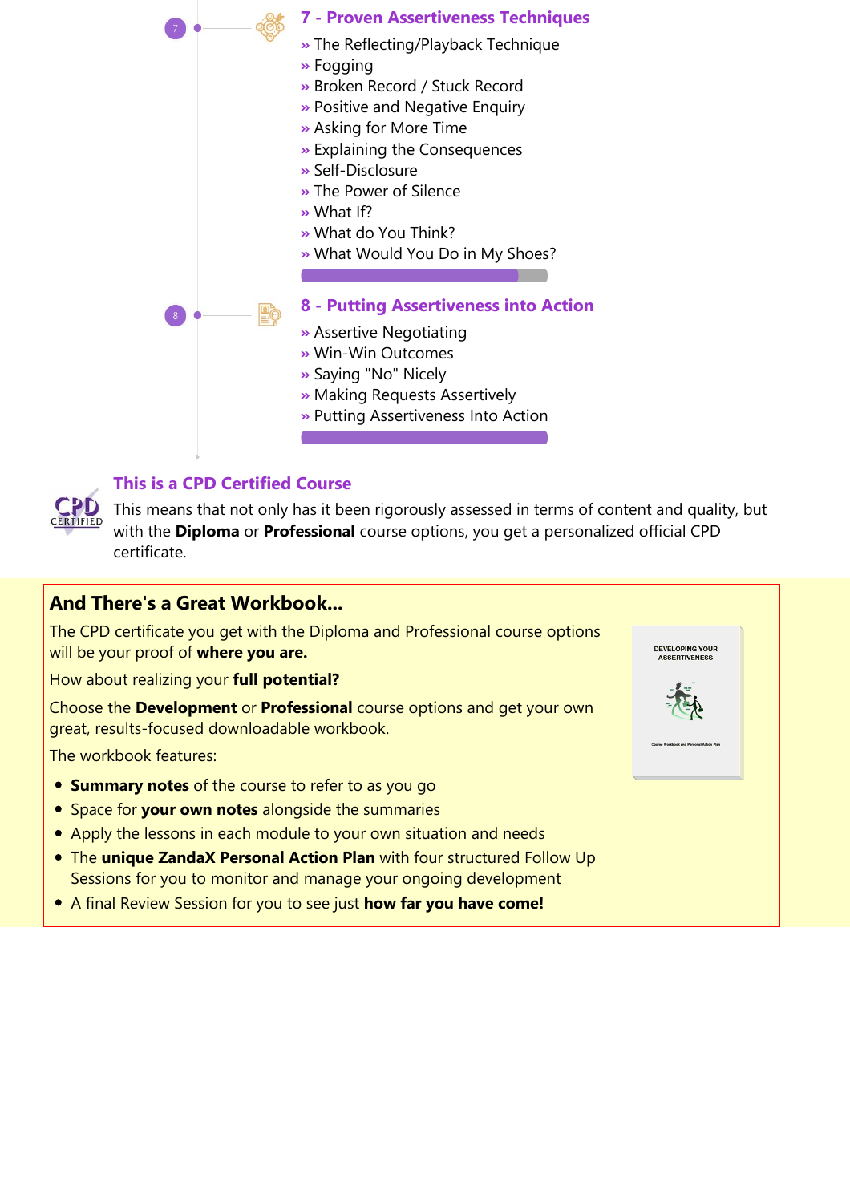### 7 - Proven Assertiveness Techniques

- The Reflecting/Playback Technique
- Fogging
- Broken Record / Stuck Record
- Positive and Negative Enquiry
- Asking for More Time
- Explaining the Consequences
- Self-Disclosure
- The Power of Silence
- What If?
- What do You Think?
- What Would You Do in My Shoes?

### 8 - Putting Assertiveness into Action

- Assertive Negotiating
- Win-Win Outcomes
- Saying "No" Nicely
- Making Requests Assertively
- Putting Assertiveness Into Action

### This is a CPD Certified Course

This means that not only has it been rigorously assessed in terms of content and quality, but with the **Diploma** or **Professional** course options, you get a personalized official CPD certificate.

## And There's a Great Workbook...

The CPD certificate you get with the Diploma and Professional course options will be your proof of **where you are.**

How about realizing your **full potential?**

Choose the **Development** or **Professional** course options and get your own great, results-focused downloadable workbook.

The workbook features:

- **Summary notes** of the course to refer to as you go
- Space for **your own notes** alongside the summaries
- Apply the lessons in each module to your own situation and needs
- The **unique ZandaX Personal Action Plan** with four structured Follow Up Sessions for you to monitor and manage your ongoing development
- A final Review Session for you to see just **how far you have come!**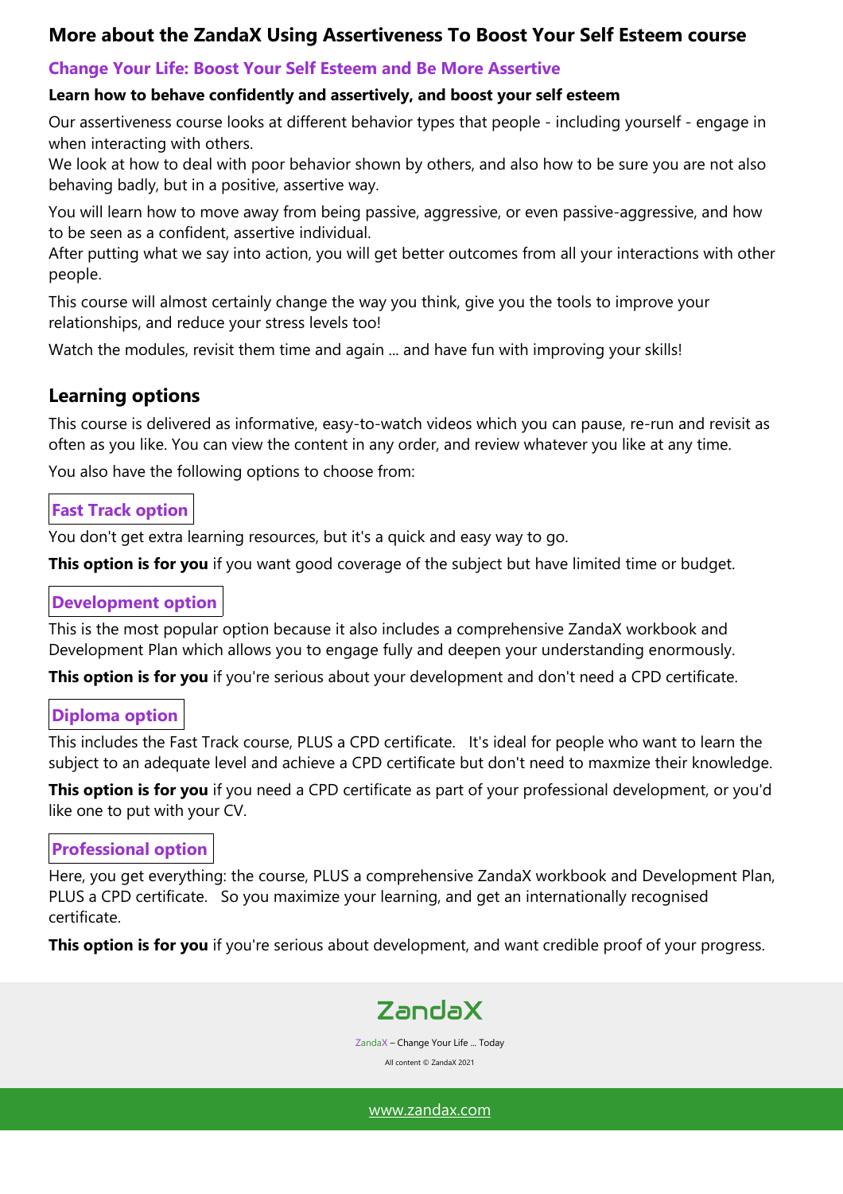## More about the ZandaX Using Assertiveness To Boost Your Self Esteem course

### Change Your Life: Boost Your Self Esteem and Be More Assertive

**Learn how to behave confidently and assertively, and boost your self esteem**

Our assertiveness course looks at different behavior types that people - including yourself - engage in when interacting with others.
We look at how to deal with poor behavior shown by others, and also how to be sure you are not also behaving badly, but in a positive, assertive way.

You will learn how to move away from being passive, aggressive, or even passive-aggressive, and how to be seen as a confident, assertive individual.
After putting what we say into action, you will get better outcomes from all your interactions with other people.

This course will almost certainly change the way you think, give you the tools to improve your relationships, and reduce your stress levels too!

Watch the modules, revisit them time and again ... and have fun with improving your skills!

## Learning options

This course is delivered as informative, easy-to-watch videos which you can pause, re-run and revisit as often as you like. You can view the content in any order, and review whatever you like at any time.

You also have the following options to choose from:

### Fast Track option

You don't get extra learning resources, but it's a quick and easy way to go.

**This option is for you** if you want good coverage of the subject but have limited time or budget.

### Development option

This is the most popular option because it also includes a comprehensive ZandaX workbook and Development Plan which allows you to engage fully and deepen your understanding enormously.

**This option is for you** if you're serious about your development and don't need a CPD certificate.

### Diploma option

This includes the Fast Track course, PLUS a CPD certificate. It's ideal for people who want to learn the subject to an adequate level and achieve a CPD certificate but don't need to maxmize their knowledge.

**This option is for you** if you need a CPD certificate as part of your professional development, or you'd like one to put with your CV.

### Professional option

Here, you get everything: the course, PLUS a comprehensive ZandaX workbook and Development Plan, PLUS a CPD certificate. So you maximize your learning, and get an internationally recognised certificate.

**This option is for you** if you're serious about development, and want credible proof of your progress.

ZandaX

ZandaX – Change Your Life ... Today

All content © ZandaX 2021

www.zandax.com